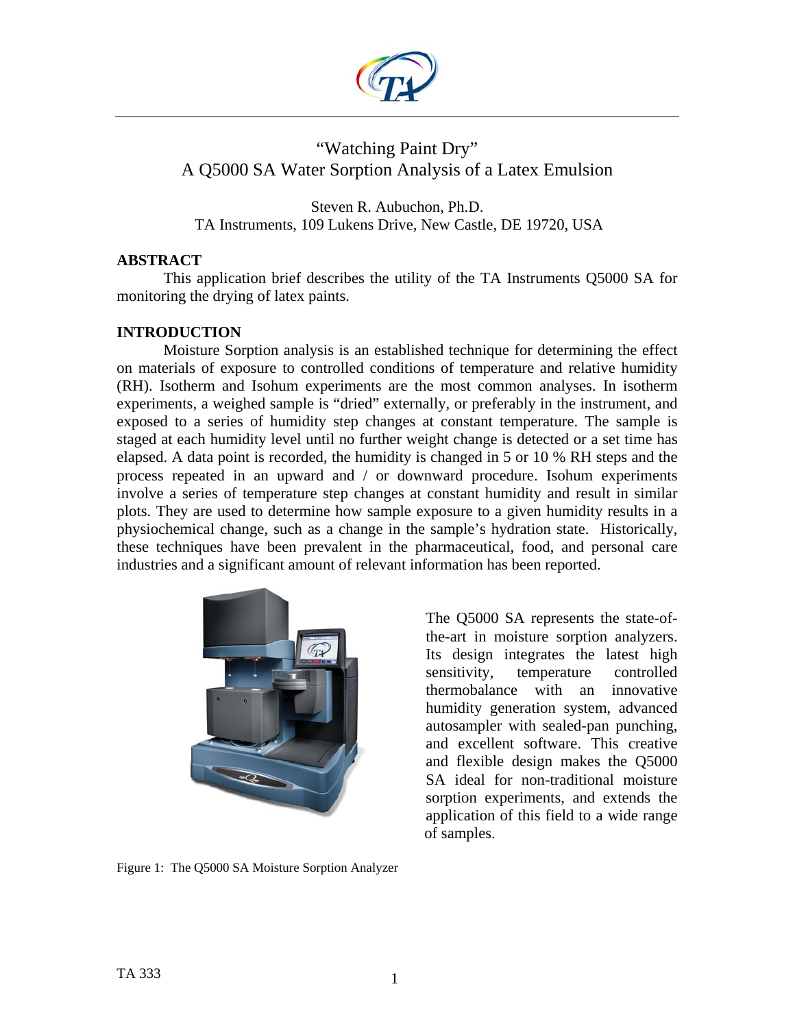# "Watching Paint Dry"
# A Q5000 SA Water Sorption Analysis of a Latex Emulsion

Steven R. Aubuchon, Ph.D.
TA Instruments, 109 Lukens Drive, New Castle, DE 19720, USA

## ABSTRACT

This application brief describes the utility of the TA Instruments Q5000 SA for monitoring the drying of latex paints.

## INTRODUCTION

Moisture Sorption analysis is an established technique for determining the effect on materials of exposure to controlled conditions of temperature and relative humidity (RH). Isotherm and Isohum experiments are the most common analyses. In isotherm experiments, a weighed sample is "dried" externally, or preferably in the instrument, and exposed to a series of humidity step changes at constant temperature. The sample is staged at each humidity level until no further weight change is detected or a set time has elapsed. A data point is recorded, the humidity is changed in 5 or 10 % RH steps and the process repeated in an upward and / or downward procedure. Isohum experiments involve a series of temperature step changes at constant humidity and result in similar plots. They are used to determine how sample exposure to a given humidity results in a physiochemical change, such as a change in the sample's hydration state. Historically, these techniques have been prevalent in the pharmaceutical, food, and personal care industries and a significant amount of relevant information has been reported.

The Q5000 SA represents the state-of-the-art in moisture sorption analyzers. Its design integrates the latest high sensitivity, temperature controlled thermobalance with an innovative humidity generation system, advanced autosampler with sealed-pan punching, and excellent software. This creative and flexible design makes the Q5000 SA ideal for non-traditional moisture sorption experiments, and extends the application of this field to a wide range of samples.

Figure 1: The Q5000 SA Moisture Sorption Analyzer

TA 333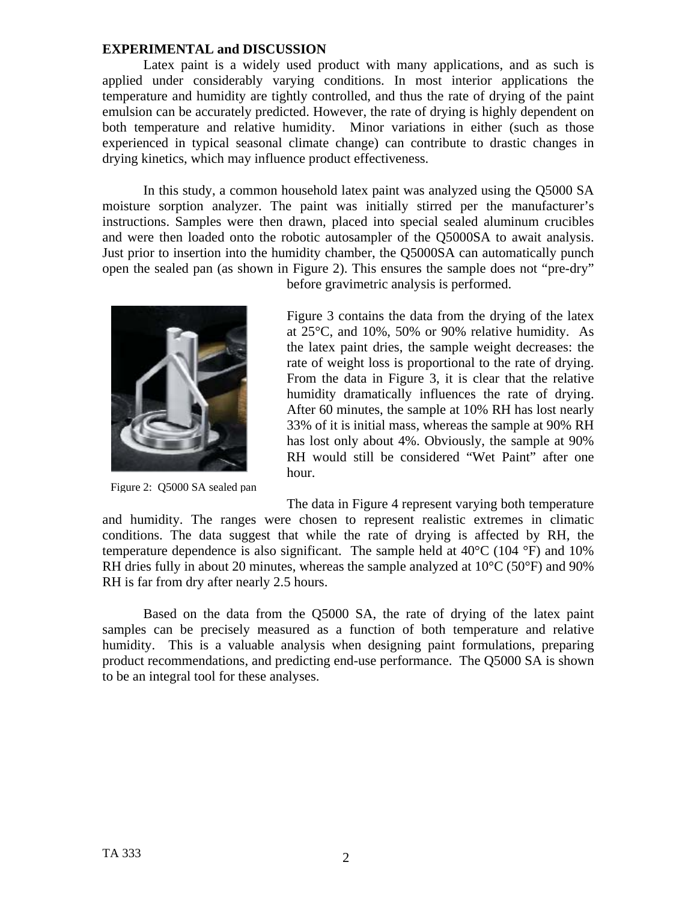**EXPERIMENTAL and DISCUSSION**

Latex paint is a widely used product with many applications, and as such is applied under considerably varying conditions. In most interior applications the temperature and humidity are tightly controlled, and thus the rate of drying of the paint emulsion can be accurately predicted. However, the rate of drying is highly dependent on both temperature and relative humidity. Minor variations in either (such as those experienced in typical seasonal climate change) can contribute to drastic changes in drying kinetics, which may influence product effectiveness.

In this study, a common household latex paint was analyzed using the Q5000 SA moisture sorption analyzer. The paint was initially stirred per the manufacturer's instructions. Samples were then drawn, placed into special sealed aluminum crucibles and were then loaded onto the robotic autosampler of the Q5000SA to await analysis. Just prior to insertion into the humidity chamber, the Q5000SA can automatically punch open the sealed pan (as shown in Figure 2). This ensures the sample does not "pre-dry" before gravimetric analysis is performed.

Figure 2: Q5000 SA sealed pan

Figure 3 contains the data from the drying of the latex at 25°C, and 10%, 50% or 90% relative humidity. As the latex paint dries, the sample weight decreases: the rate of weight loss is proportional to the rate of drying. From the data in Figure 3, it is clear that the relative humidity dramatically influences the rate of drying. After 60 minutes, the sample at 10% RH has lost nearly 33% of it is initial mass, whereas the sample at 90% RH has lost only about 4%. Obviously, the sample at 90% RH would still be considered "Wet Paint" after one hour.

The data in Figure 4 represent varying both temperature and humidity. The ranges were chosen to represent realistic extremes in climatic conditions. The data suggest that while the rate of drying is affected by RH, the temperature dependence is also significant. The sample held at 40°C (104 °F) and 10% RH dries fully in about 20 minutes, whereas the sample analyzed at 10°C (50°F) and 90% RH is far from dry after nearly 2.5 hours.

Based on the data from the Q5000 SA, the rate of drying of the latex paint samples can be precisely measured as a function of both temperature and relative humidity. This is a valuable analysis when designing paint formulations, preparing product recommendations, and predicting end-use performance. The Q5000 SA is shown to be an integral tool for these analyses.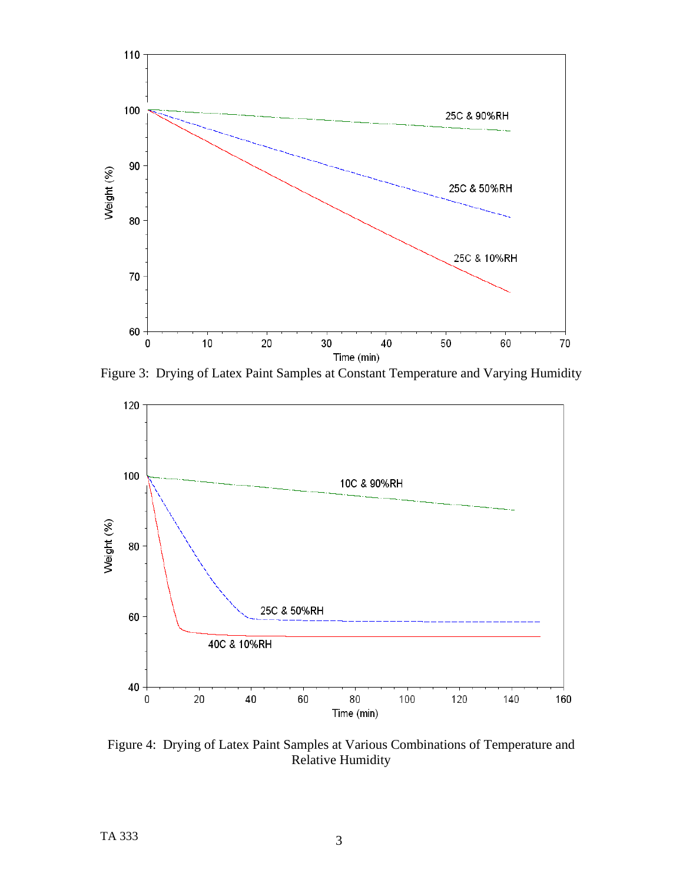Figure 3: Drying of Latex Paint Samples at Constant Temperature and Varying Humidity

Figure 4: Drying of Latex Paint Samples at Various Combinations of Temperature and Relative Humidity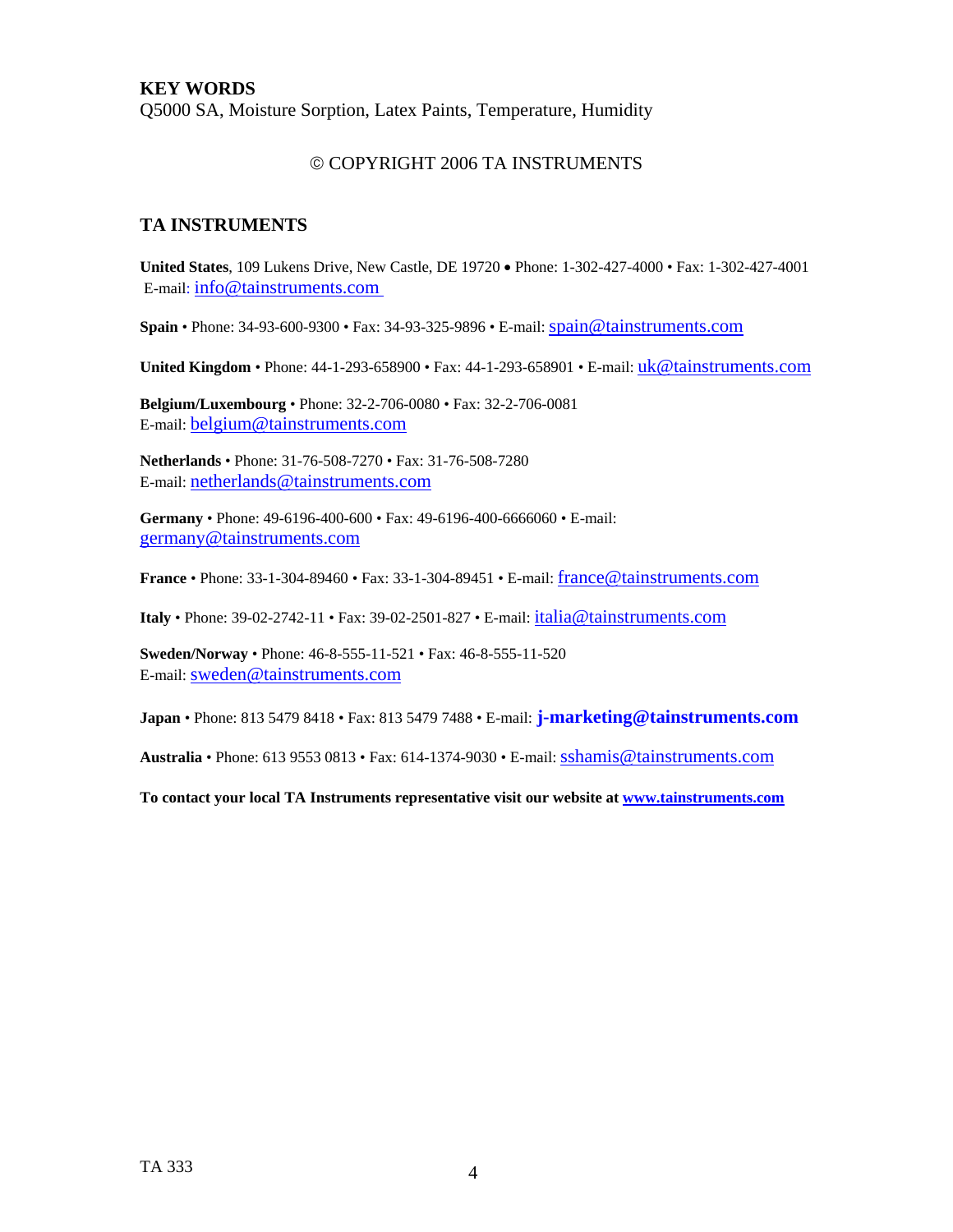**KEY WORDS**

Q5000 SA, Moisture Sorption, Latex Paints, Temperature, Humidity

© COPYRIGHT 2006 TA INSTRUMENTS

## TA INSTRUMENTS

**United States**, 109 Lukens Drive, New Castle, DE 19720 • Phone: 1-302-427-4000 • Fax: 1-302-427-4001
E-mail: info@tainstruments.com

**Spain** • Phone: 34-93-600-9300 • Fax: 34-93-325-9896 • E-mail: spain@tainstruments.com

**United Kingdom** • Phone: 44-1-293-658900 • Fax: 44-1-293-658901 • E-mail: uk@tainstruments.com

**Belgium/Luxembourg** • Phone: 32-2-706-0080 • Fax: 32-2-706-0081
E-mail: belgium@tainstruments.com

**Netherlands** • Phone: 31-76-508-7270 • Fax: 31-76-508-7280
E-mail: netherlands@tainstruments.com

**Germany** • Phone: 49-6196-400-600 • Fax: 49-6196-400-6666060 • E-mail:
germany@tainstruments.com

**France** • Phone: 33-1-304-89460 • Fax: 33-1-304-89451 • E-mail: france@tainstruments.com

**Italy** • Phone: 39-02-2742-11 • Fax: 39-02-2501-827 • E-mail: italia@tainstruments.com

**Sweden/Norway** • Phone: 46-8-555-11-521 • Fax: 46-8-555-11-520
E-mail: sweden@tainstruments.com

**Japan** • Phone: 813 5479 8418 • Fax: 813 5479 7488 • E-mail: **j-marketing@tainstruments.com**

**Australia** • Phone: 613 9553 0813 • Fax: 614-1374-9030 • E-mail: sshamis@tainstruments.com

**To contact your local TA Instruments representative visit our website at www.tainstruments.com**

TA 333